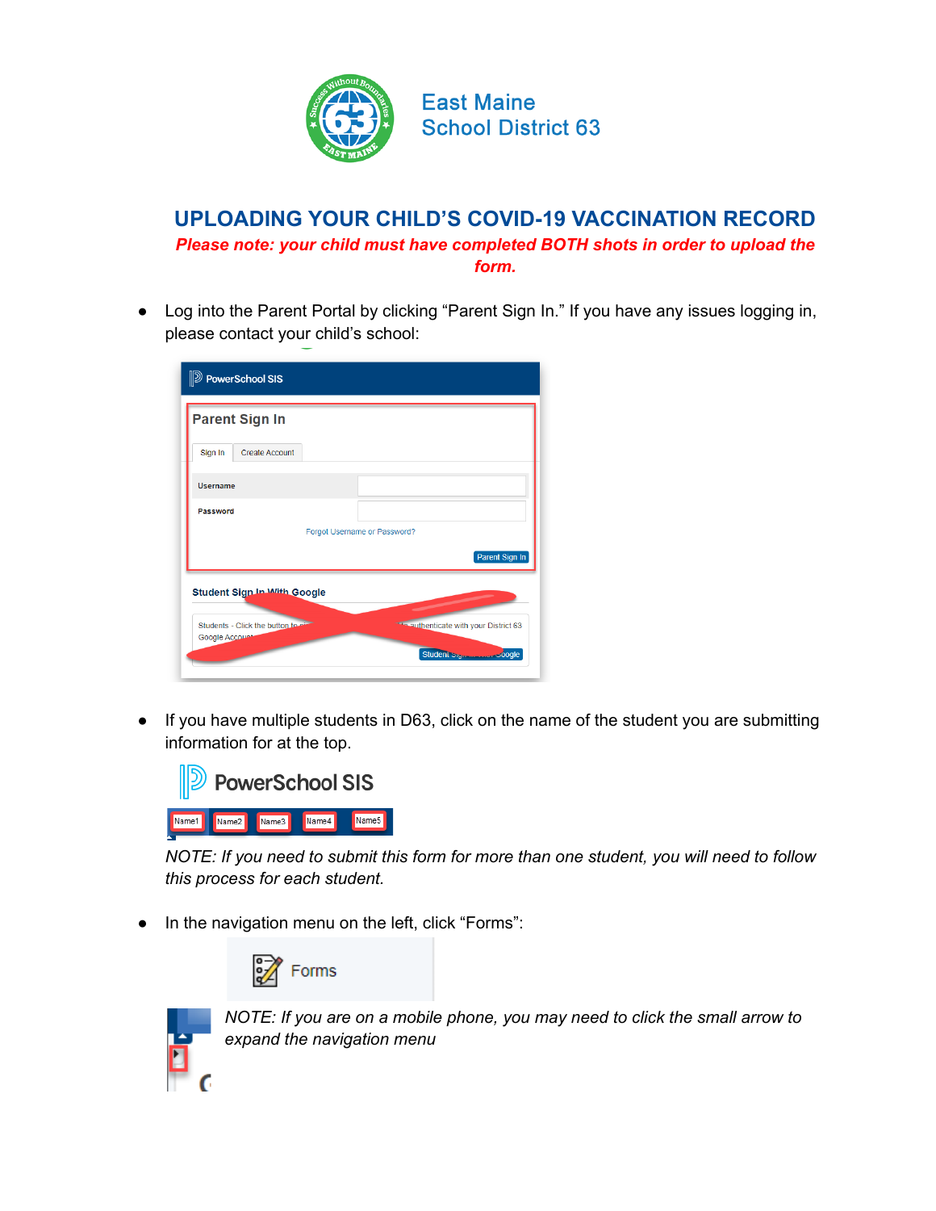East Maine
School District 63

# UPLOADING YOUR CHILD'S COVID-19 VACCINATION RECORD

***Please note: your child must have completed BOTH shots in order to upload the form.***

- Log into the Parent Portal by clicking "Parent Sign In." If you have any issues logging in, please contact your child's school:

- If you have multiple students in D63, click on the name of the student you are submitting information for at the top.

  *NOTE: If you need to submit this form for more than one student, you will need to follow this process for each student.*

- In the navigation menu on the left, click "Forms":

  *NOTE: If you are on a mobile phone, you may need to click the small arrow to expand the navigation menu*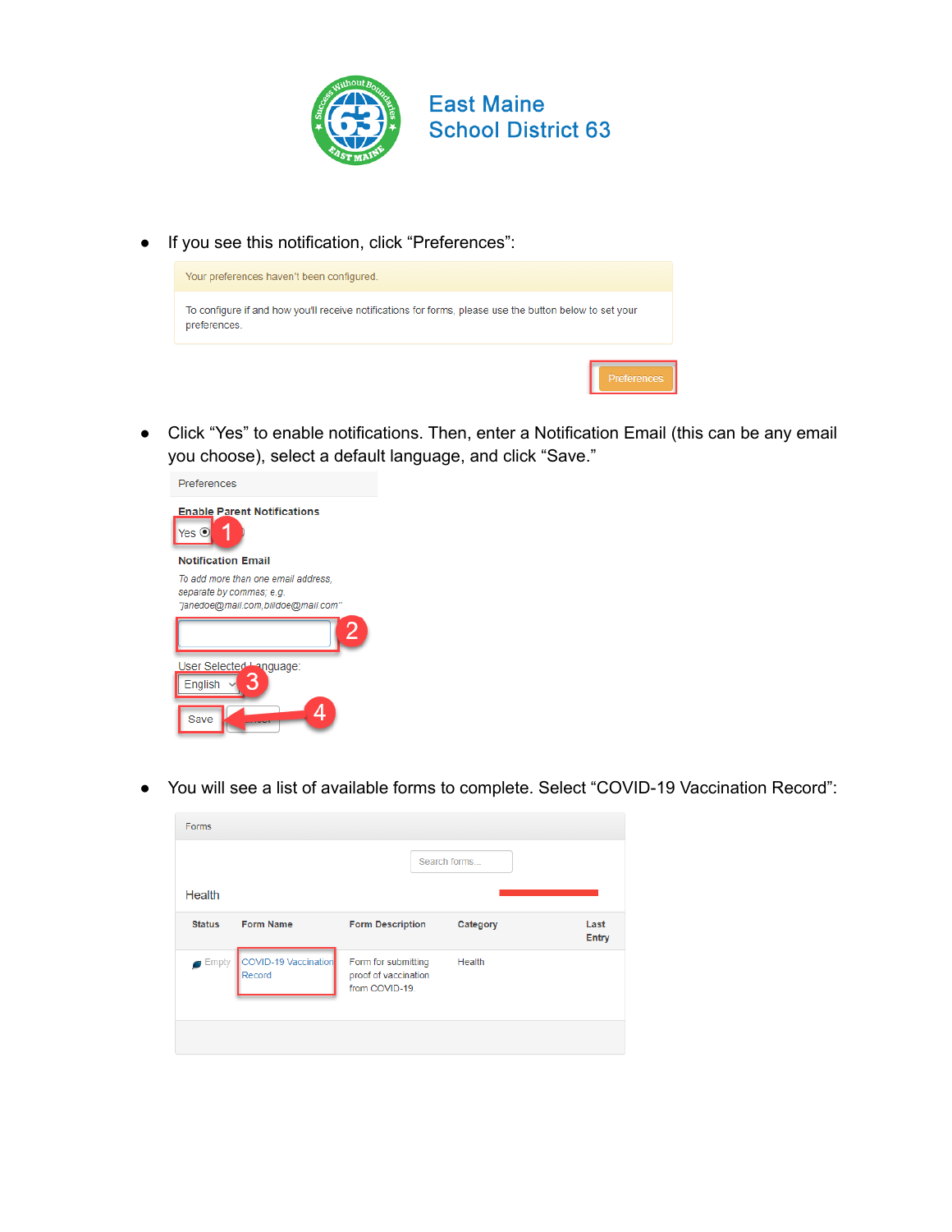# East Maine School District 63

- If you see this notification, click "Preferences":

Your preferences haven't been configured.

To configure if and how you'll receive notifications for forms, please use the button below to set your preferences.

Preferences

- Click "Yes" to enable notifications. Then, enter a Notification Email (this can be any email you choose), select a default language, and click "Save."

Preferences

**Enable Parent Notifications**

Yes

**Notification Email**

*To add more than one email address, separate by commas; e.g. "janedoe@mail.com,billdoe@mail.com"*

User Selected Language:

English

Save

- You will see a list of available forms to complete. Select "COVID-19 Vaccination Record":

Forms

Search forms...

Health

| Status | Form Name | Form Description | Category | Last Entry |
|---|---|---|---|---|
| Empty | COVID-19 Vaccination Record | Form for submitting proof of vaccination from COVID-19. | Health | |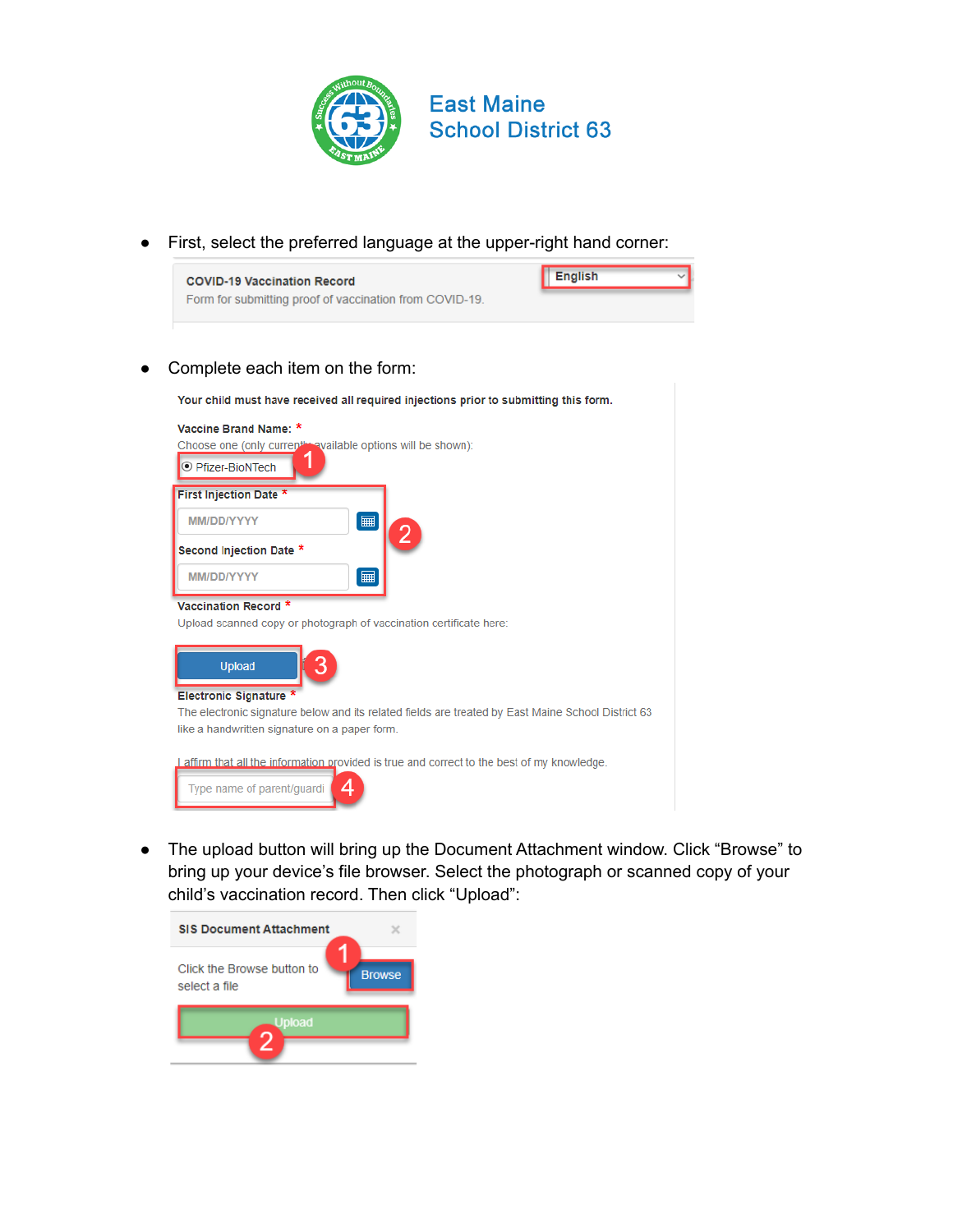# East Maine School District 63

- First, select the preferred language at the upper-right hand corner:

**COVID-19 Vaccination Record**
Form for submitting proof of vaccination from COVID-19.

English

- Complete each item on the form:

**Your child must have received all required injections prior to submitting this form.**

**Vaccine Brand Name:** *
Choose one (only currently available options will be shown):
Pfizer-BioNTech (1)

**First Injection Date** * (2)
MM/DD/YYYY

**Second Injection Date** *
MM/DD/YYYY

**Vaccination Record** *
Upload scanned copy or photograph of vaccination certificate here:

Upload (3)

**Electronic Signature** *
The electronic signature below and its related fields are treated by East Maine School District 63 like a handwritten signature on a paper form.

I affirm that all the information provided is true and correct to the best of my knowledge.

Type name of parent/guardi (4)

- The upload button will bring up the Document Attachment window. Click "Browse" to bring up your device's file browser. Select the photograph or scanned copy of your child's vaccination record. Then click "Upload":

**SIS Document Attachment**

Click the Browse button to select a file

Browse (1)

Upload (2)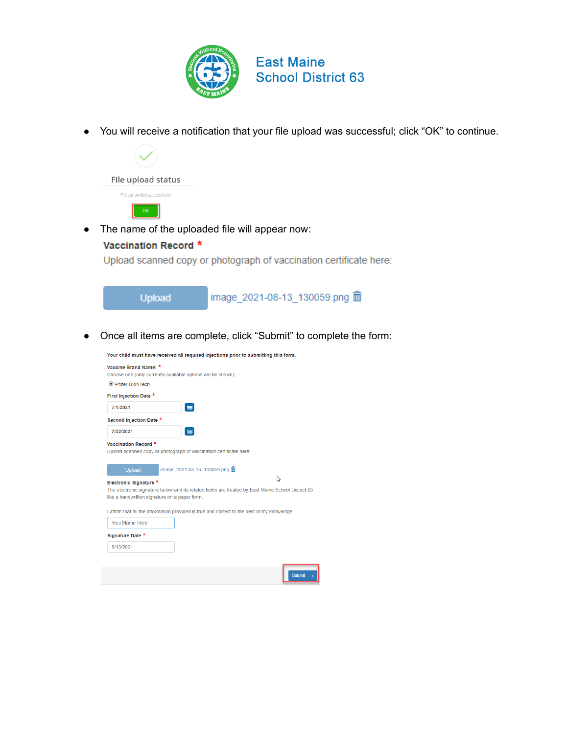East Maine School District 63

- You will receive a notification that your file upload was successful; click "OK" to continue.

File upload status

File uploaded successfully

OK

- The name of the uploaded file will appear now:

**Vaccination Record** *

Upload scanned copy or photograph of vaccination certificate here:

Upload image_2021-08-13_130059.png

- Once all items are complete, click "Submit" to complete the form:

**Your child must have received all required injections prior to submitting this form.**

**Vaccine Brand Name:** *

Choose one (only currently available options will be shown):

Pfizer-BioNTech

**First Injection Date** *

7/1/2021

**Second Injection Date** *

7/22/2021

**Vaccination Record** *

Upload scanned copy or photograph of vaccination certificate here:

Upload image_2021-08-13_130059.png

**Electronic Signature** *

The electronic signature below and its related fields are treated by East Maine School District 63 like a handwritten signature on a paper form.

I affirm that all the information provided is true and correct to the best of my knowledge.

Your Name Here

**Signature Date** *

8/13/2021

Submit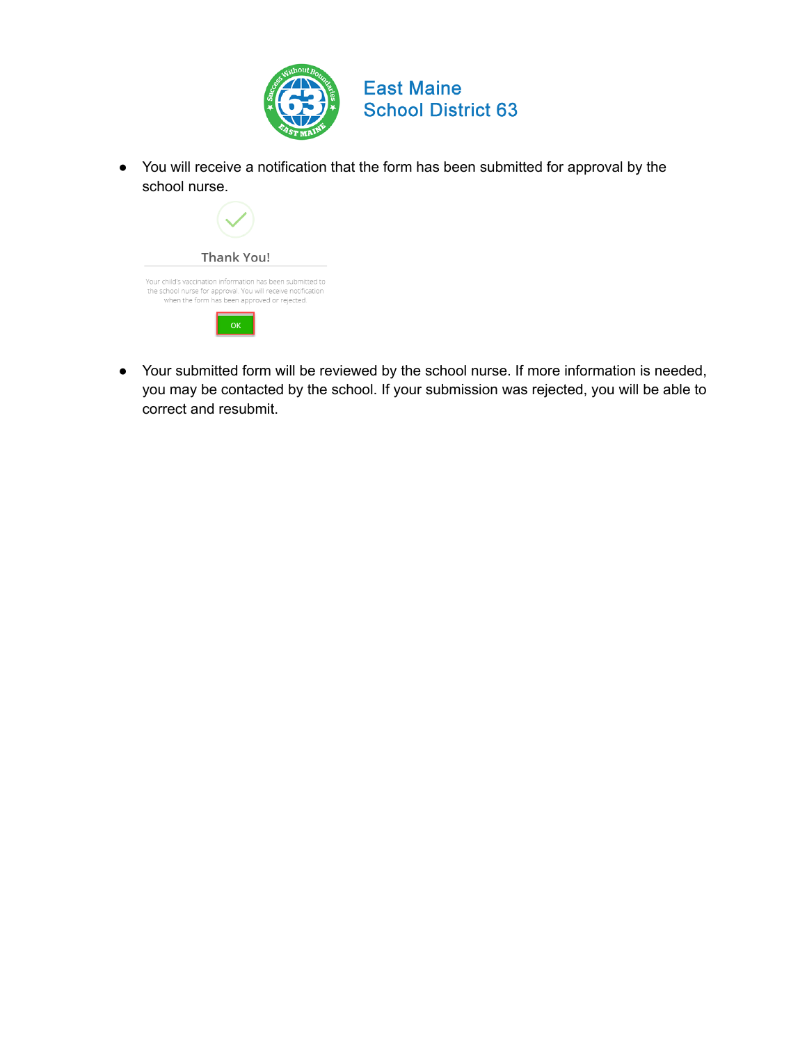East Maine
School District 63

- You will receive a notification that the form has been submitted for approval by the school nurse.

Thank You!

Your child's vaccination information has been submitted to the school nurse for approval. You will receive notification when the form has been approved or rejected.

OK

- Your submitted form will be reviewed by the school nurse. If more information is needed, you may be contacted by the school. If your submission was rejected, you will be able to correct and resubmit.